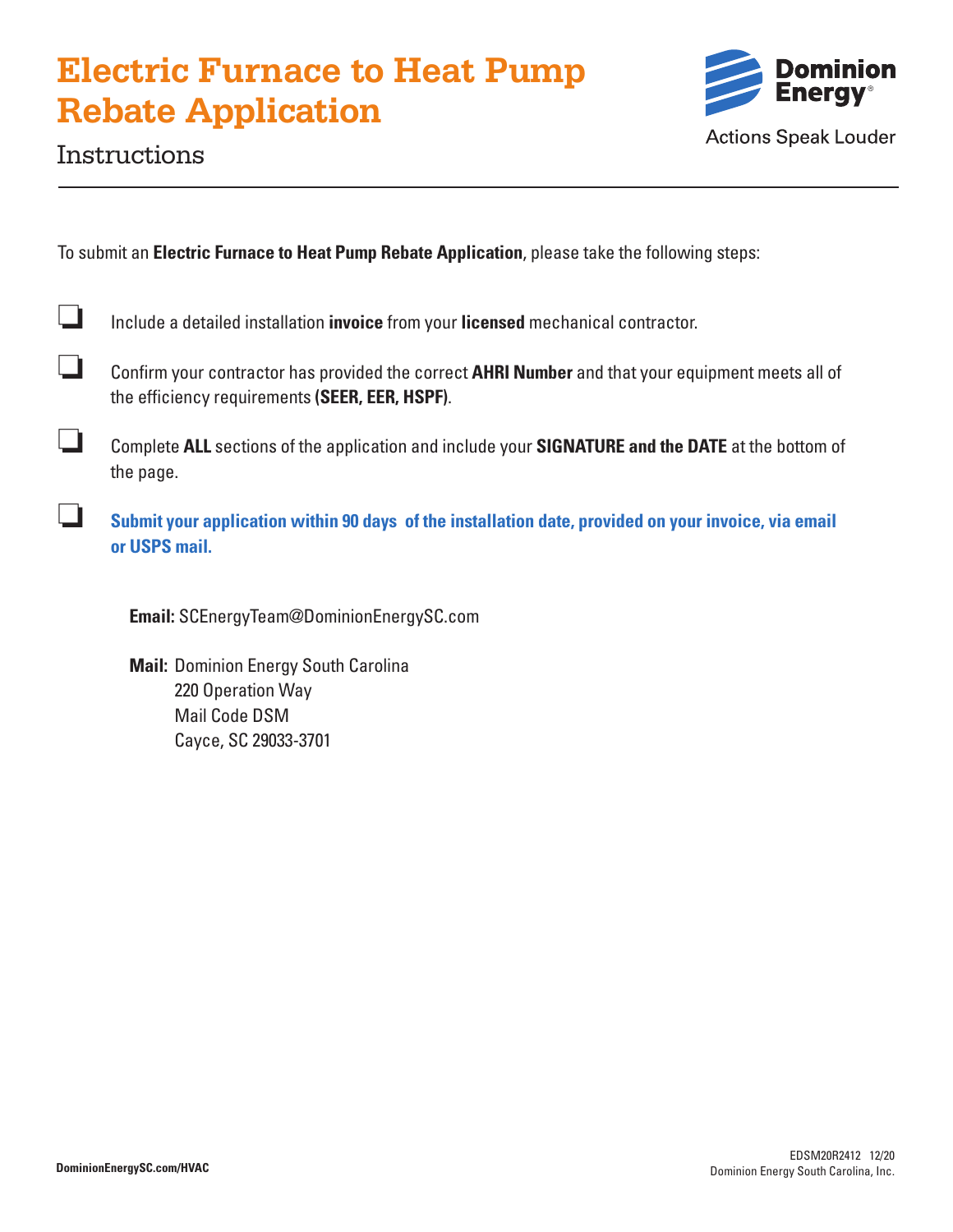# Electric Furnace to Heat Pump Rebate Application

## Instructions

To submit an **Electric Furnace to Heat Pump Rebate Application**, please take the following steps:

- ☐ Include a detailed installation **invoice** from your **licensed** mechanical contractor.
- ☐ Confirm your contractor has provided the correct **AHRI Number** and that your equipment meets all of the efficiency requirements **(SEER, EER, HSPF)**.
- ☐ Complete **ALL** sections of the application and include your **SIGNATURE and the DATE** at the bottom of the page.
- ☐ **Submit your application within 90 days of the installation date, provided on your invoice, via email or USPS mail.**

**Email:** SCEnergyTeam@DominionEnergySC.com

**Mail:** Dominion Energy South Carolina
220 Operation Way
Mail Code DSM
Cayce, SC 29033-3701

**DominionEnergySC.com/HVAC**

EDSM20R2412 12/20
Dominion Energy South Carolina, Inc.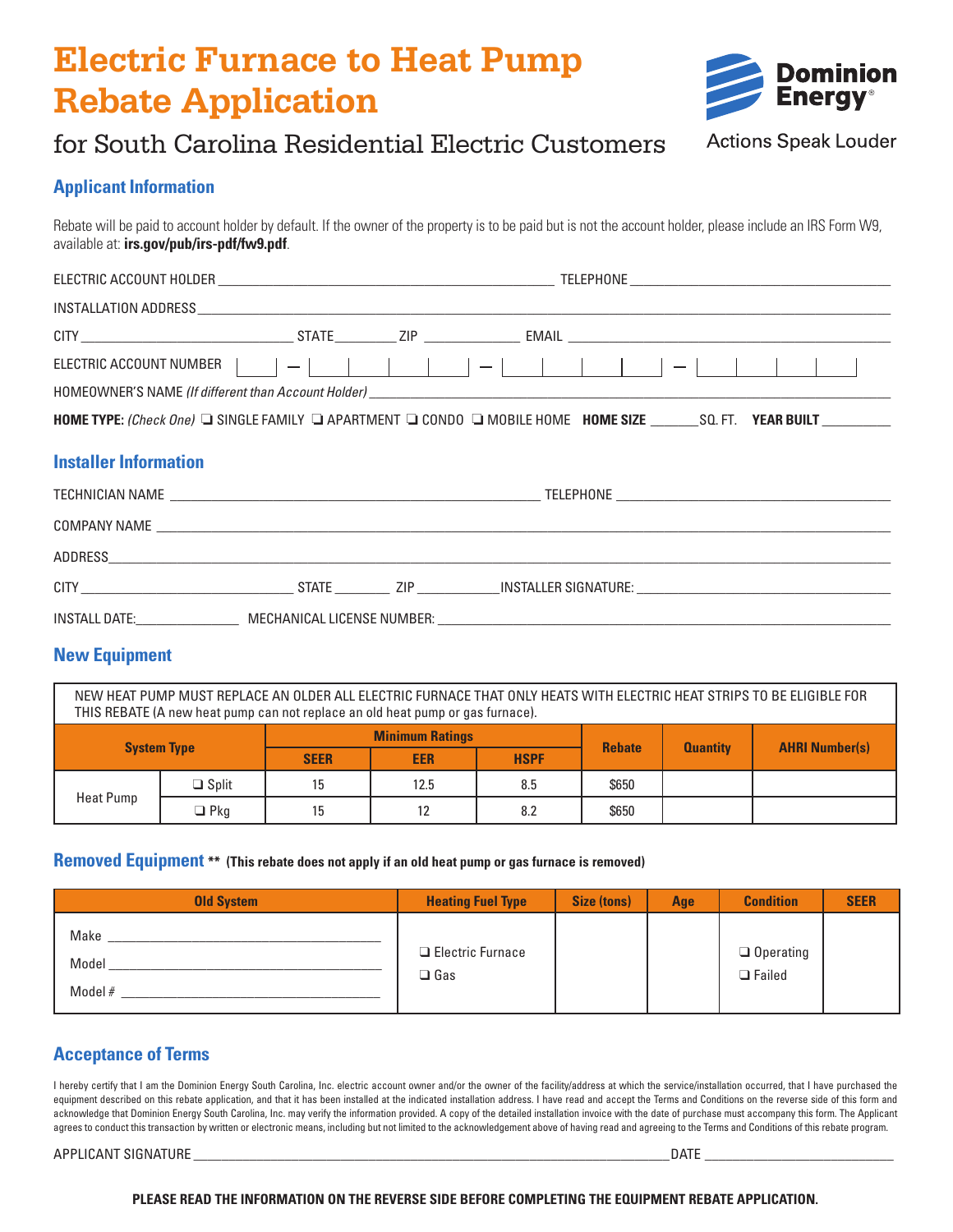# Electric Furnace to Heat Pump Rebate Application

## for South Carolina Residential Electric Customers

Dominion Energy®
Actions Speak Louder

### Applicant Information

Rebate will be paid to account holder by default. If the owner of the property is to be paid but is not the account holder, please include an IRS Form W9, available at: **irs.gov/pub/irs-pdf/fw9.pdf**.

ELECTRIC ACCOUNT HOLDER ______________________ TELEPHONE ______________________

INSTALLATION ADDRESS ______________________

CITY ______________ STATE ________ ZIP ________ EMAIL ______________________

ELECTRIC ACCOUNT NUMBER [ ] – [ ][ ][ ][ ][ ] – [ ][ ][ ][ ][ ] – [ ][ ][ ][ ]

HOMEOWNER'S NAME *(If different than Account Holder)* ______________________

**HOME TYPE:** *(Check One)* ❑ SINGLE FAMILY ❑ APARTMENT ❑ CONDO ❑ MOBILE HOME **HOME SIZE** _______SQ. FT. **YEAR BUILT** __________

### Installer Information

TECHNICIAN NAME ______________________ TELEPHONE ______________________

COMPANY NAME ______________________

ADDRESS ______________________

CITY ______________ STATE ________ ZIP ________ INSTALLER SIGNATURE: ______________________

INSTALL DATE: ______________ MECHANICAL LICENSE NUMBER: ______________________

### New Equipment

NEW HEAT PUMP MUST REPLACE AN OLDER ALL ELECTRIC FURNACE THAT ONLY HEATS WITH ELECTRIC HEAT STRIPS TO BE ELIGIBLE FOR THIS REBATE (A new heat pump can not replace an old heat pump or gas furnace).

| System Type | | Minimum Ratings | | | Rebate | Quantity | AHRI Number(s) |
|---|---|---|---|---|---|---|---|
| | | SEER | EER | HSPF | | | |
| Heat Pump | ❑ Split | 15 | 12.5 | 8.5 | $650 | | |
| | ❑ Pkg | 15 | 12 | 8.2 | $650 | | |

### Removed Equipment ** (This rebate does not apply if an old heat pump or gas furnace is removed)

| Old System | Heating Fuel Type | Size (tons) | Age | Condition | SEER |
|---|---|---|---|---|---|
| Make ______________<br>Model ______________<br>Model # ______________ | ❑ Electric Furnace<br>❑ Gas | | | ❑ Operating<br>❑ Failed | |

### Acceptance of Terms

I hereby certify that I am the Dominion Energy South Carolina, Inc. electric account owner and/or the owner of the facility/address at which the service/installation occurred, that I have purchased the equipment described on this rebate application, and that it has been installed at the indicated installation address. I have read and accept the Terms and Conditions on the reverse side of this form and acknowledge that Dominion Energy South Carolina, Inc. may verify the information provided. A copy of the detailed installation invoice with the date of purchase must accompany this form. The Applicant agrees to conduct this transaction by written or electronic means, including but not limited to the acknowledgement above of having read and agreeing to the Terms and Conditions of this rebate program.

APPLICANT SIGNATURE ______________________ DATE ______________

**PLEASE READ THE INFORMATION ON THE REVERSE SIDE BEFORE COMPLETING THE EQUIPMENT REBATE APPLICATION.**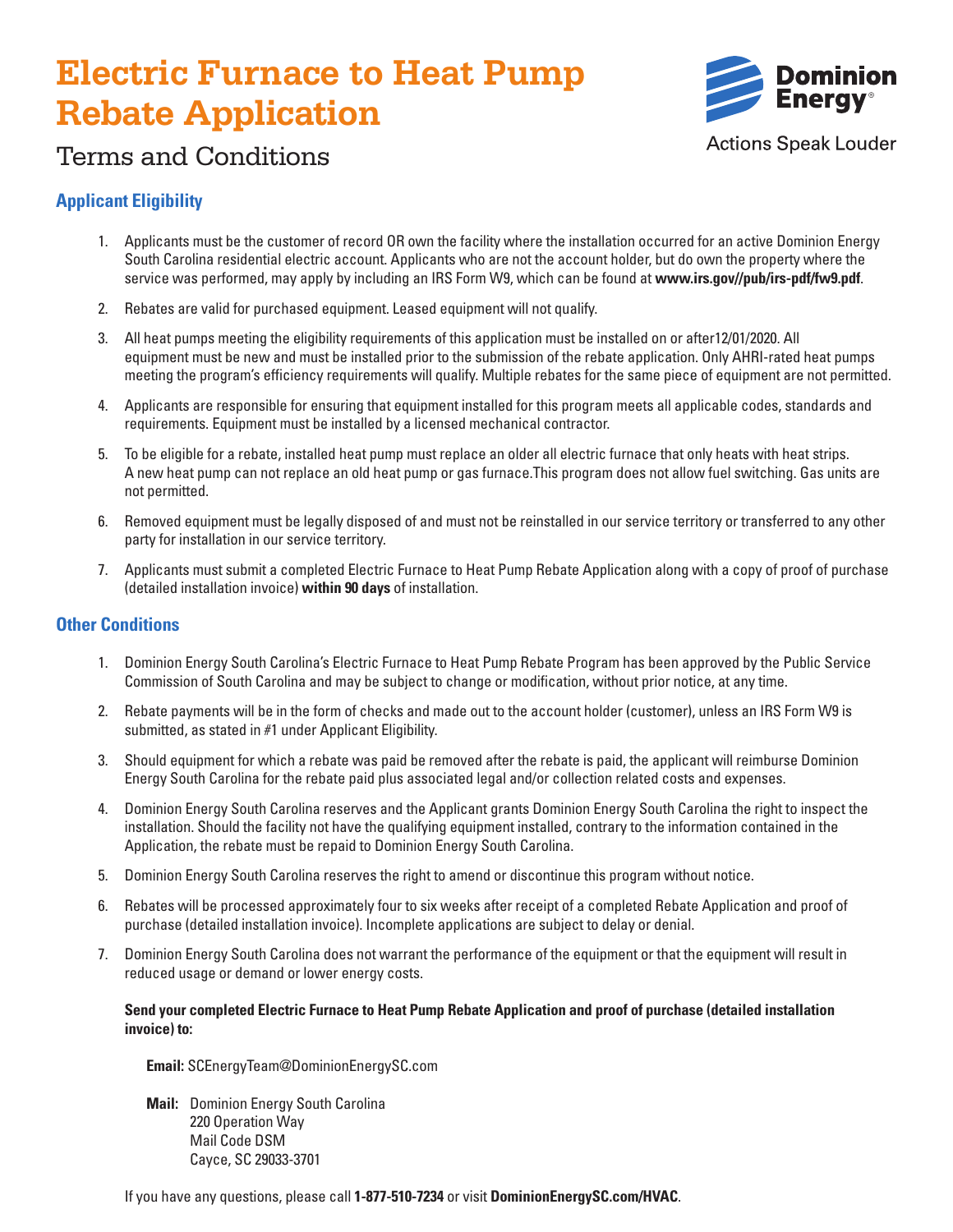# Electric Furnace to Heat Pump Rebate Application

Dominion Energy®

Actions Speak Louder

## Terms and Conditions

### Applicant Eligibility

1. Applicants must be the customer of record OR own the facility where the installation occurred for an active Dominion Energy South Carolina residential electric account. Applicants who are not the account holder, but do own the property where the service was performed, may apply by including an IRS Form W9, which can be found at **www.irs.gov//pub/irs-pdf/fw9.pdf**.
2. Rebates are valid for purchased equipment. Leased equipment will not qualify.
3. All heat pumps meeting the eligibility requirements of this application must be installed on or after12/01/2020. All equipment must be new and must be installed prior to the submission of the rebate application. Only AHRI-rated heat pumps meeting the program's efficiency requirements will qualify. Multiple rebates for the same piece of equipment are not permitted.
4. Applicants are responsible for ensuring that equipment installed for this program meets all applicable codes, standards and requirements. Equipment must be installed by a licensed mechanical contractor.
5. To be eligible for a rebate, installed heat pump must replace an older all electric furnace that only heats with heat strips. A new heat pump can not replace an old heat pump or gas furnace.This program does not allow fuel switching. Gas units are not permitted.
6. Removed equipment must be legally disposed of and must not be reinstalled in our service territory or transferred to any other party for installation in our service territory.
7. Applicants must submit a completed Electric Furnace to Heat Pump Rebate Application along with a copy of proof of purchase (detailed installation invoice) **within 90 days** of installation.

### Other Conditions

1. Dominion Energy South Carolina's Electric Furnace to Heat Pump Rebate Program has been approved by the Public Service Commission of South Carolina and may be subject to change or modification, without prior notice, at any time.
2. Rebate payments will be in the form of checks and made out to the account holder (customer), unless an IRS Form W9 is submitted, as stated in #1 under Applicant Eligibility.
3. Should equipment for which a rebate was paid be removed after the rebate is paid, the applicant will reimburse Dominion Energy South Carolina for the rebate paid plus associated legal and/or collection related costs and expenses.
4. Dominion Energy South Carolina reserves and the Applicant grants Dominion Energy South Carolina the right to inspect the installation. Should the facility not have the qualifying equipment installed, contrary to the information contained in the Application, the rebate must be repaid to Dominion Energy South Carolina.
5. Dominion Energy South Carolina reserves the right to amend or discontinue this program without notice.
6. Rebates will be processed approximately four to six weeks after receipt of a completed Rebate Application and proof of purchase (detailed installation invoice). Incomplete applications are subject to delay or denial.
7. Dominion Energy South Carolina does not warrant the performance of the equipment or that the equipment will result in reduced usage or demand or lower energy costs.

**Send your completed Electric Furnace to Heat Pump Rebate Application and proof of purchase (detailed installation invoice) to:**

**Email:** SCEnergyTeam@DominionEnergySC.com

**Mail:** Dominion Energy South Carolina
220 Operation Way
Mail Code DSM
Cayce, SC 29033-3701

If you have any questions, please call **1-877-510-7234** or visit **DominionEnergySC.com/HVAC**.